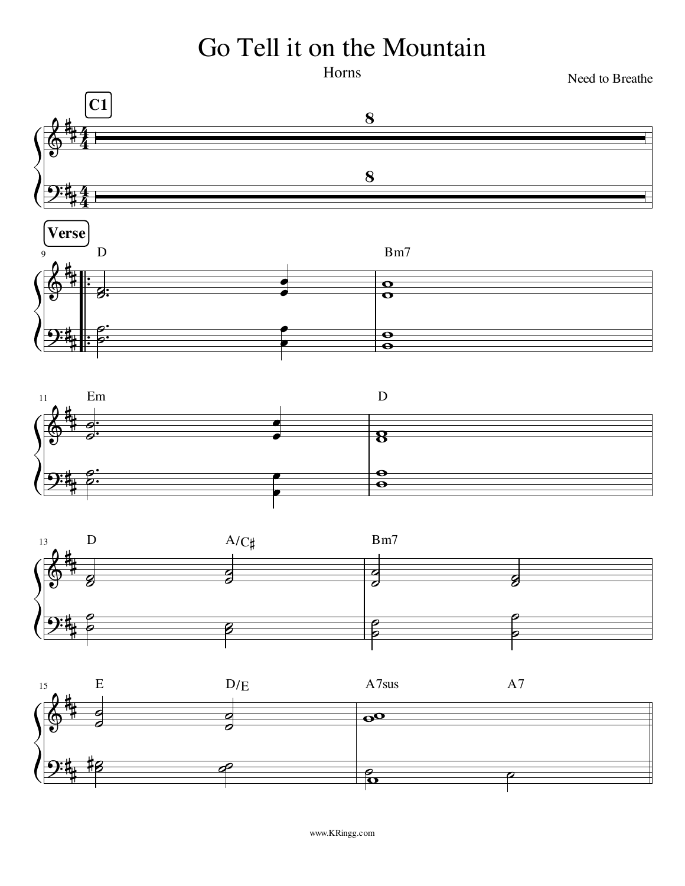# Go Tell it on the Mountain

Horns

Need to Breathe

**C1**

8

8

**Verse**

9 D Bm7

11 Em D

13 D A/C♯ Bm7

15 E D/E A7sus A7

www.KRingg.com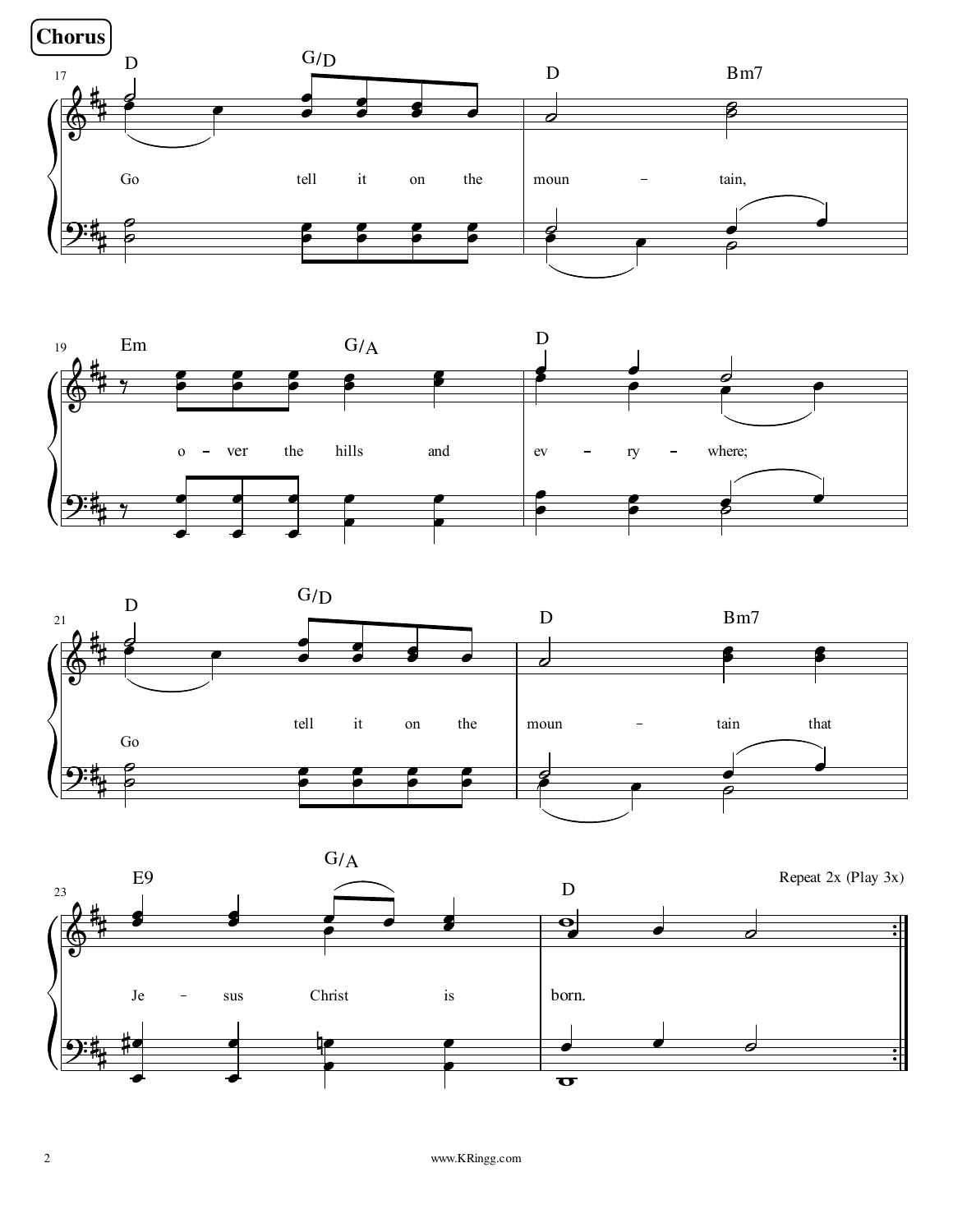**Chorus**

D G/D D Bm7

Go tell it on the moun – tain,

Em G/A D

o – ver the hills and ev – ry – where;

D G/D D Bm7

Go tell it on the moun – tain that

E9 G/A D

Je – sus Christ is born.

Repeat 2x (Play 3x)